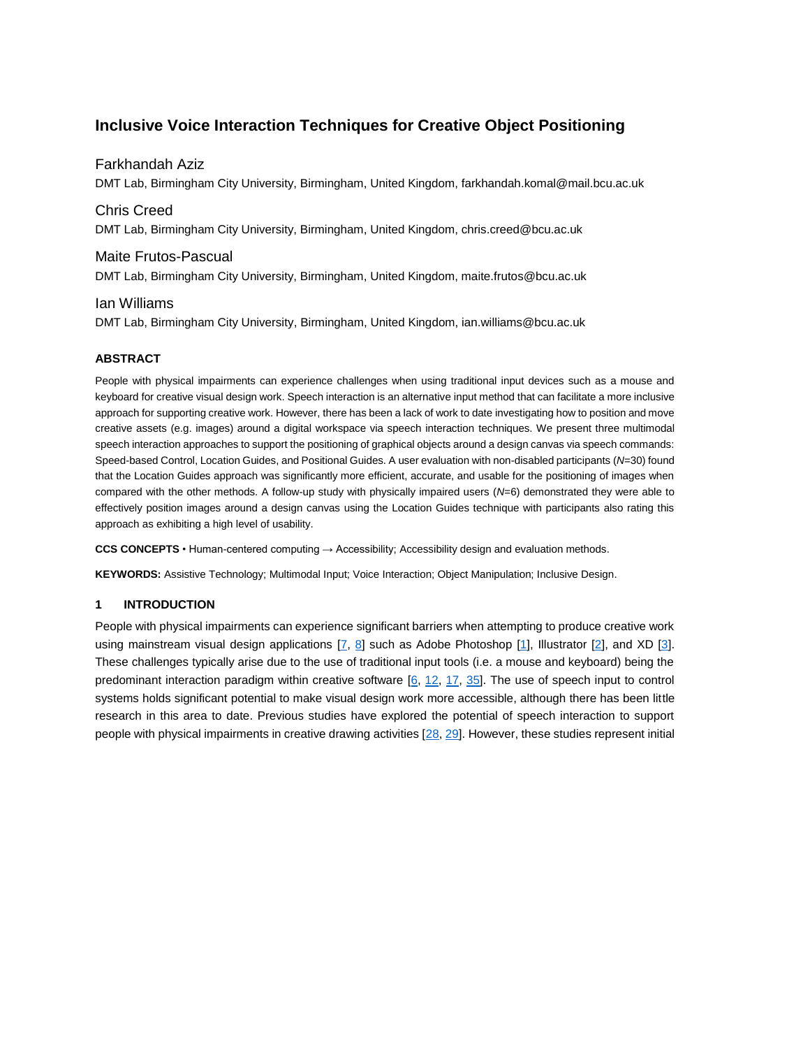# Inclusive Voice Interaction Techniques for Creative Object Positioning

Farkhandah Aziz

DMT Lab, Birmingham City University, Birmingham, United Kingdom, farkhandah.komal@mail.bcu.ac.uk

Chris Creed

DMT Lab, Birmingham City University, Birmingham, United Kingdom, chris.creed@bcu.ac.uk

Maite Frutos-Pascual

DMT Lab, Birmingham City University, Birmingham, United Kingdom, maite.frutos@bcu.ac.uk

Ian Williams

DMT Lab, Birmingham City University, Birmingham, United Kingdom, ian.williams@bcu.ac.uk

#### ABSTRACT

People with physical impairments can experience challenges when using traditional input devices such as a mouse and keyboard for creative visual design work. Speech interaction is an alternative input method that can facilitate a more inclusive approach for supporting creative work. However, there has been a lack of work to date investigating how to position and move creative assets (e.g. images) around a digital workspace via speech interaction techniques. We present three multimodal speech interaction approaches to support the positioning of graphical objects around a design canvas via speech commands: Speed-based Control, Location Guides, and Positional Guides. A user evaluation with non-disabled participants (*N*=30) found that the Location Guides approach was significantly more efficient, accurate, and usable for the positioning of images when compared with the other methods. A follow-up study with physically impaired users (*N*=6) demonstrated they were able to effectively position images around a design canvas using the Location Guides technique with participants also rating this approach as exhibiting a high level of usability.

**CCS CONCEPTS** • Human-centered computing → Accessibility; Accessibility design and evaluation methods.

**KEYWORDS:** Assistive Technology; Multimodal Input; Voice Interaction; Object Manipulation; Inclusive Design.

## 1 INTRODUCTION

People with physical impairments can experience significant barriers when attempting to produce creative work using mainstream visual design applications [7, 8] such as Adobe Photoshop [1], Illustrator [2], and XD [3]. These challenges typically arise due to the use of traditional input tools (i.e. a mouse and keyboard) being the predominant interaction paradigm within creative software [6, 12, 17, 35]. The use of speech input to control systems holds significant potential to make visual design work more accessible, although there has been little research in this area to date. Previous studies have explored the potential of speech interaction to support people with physical impairments in creative drawing activities [28, 29]. However, these studies represent initial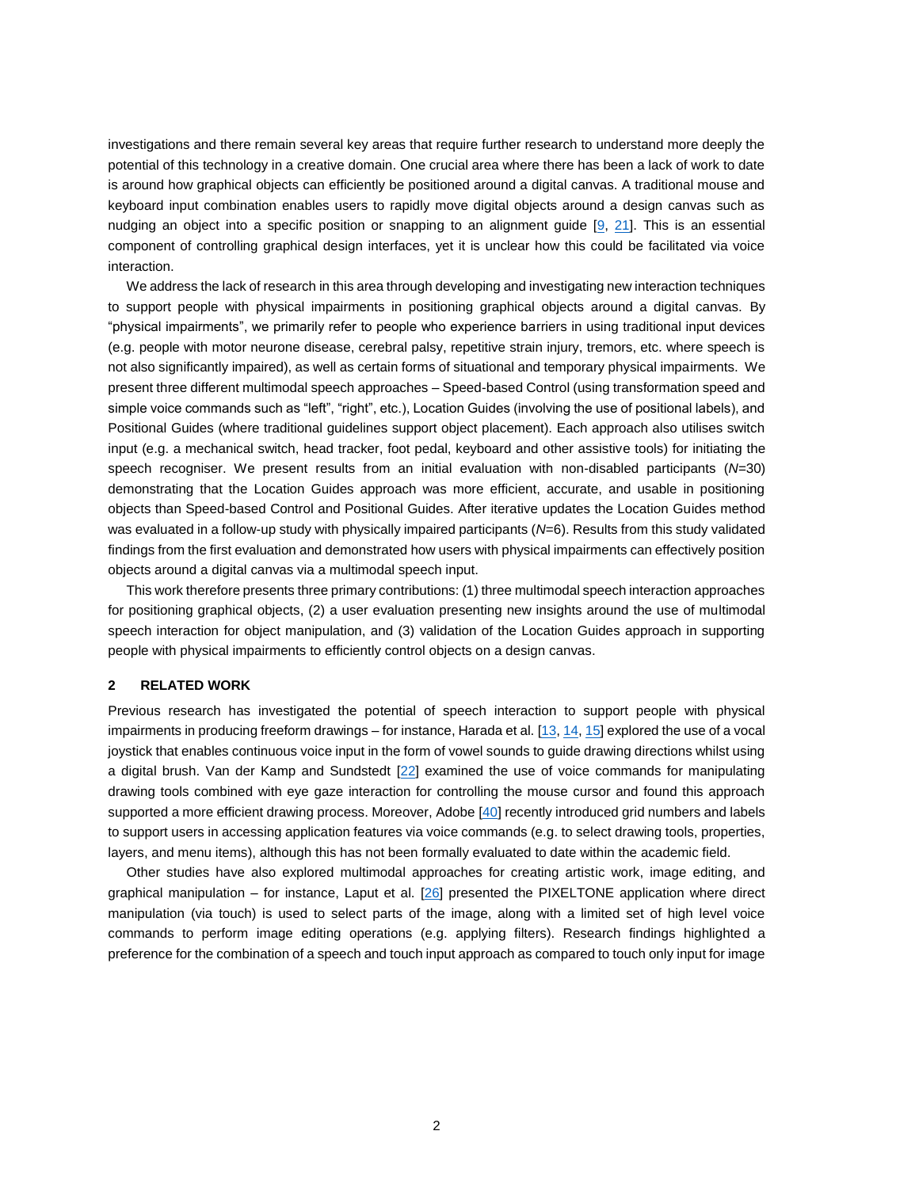investigations and there remain several key areas that require further research to understand more deeply the potential of this technology in a creative domain. One crucial area where there has been a lack of work to date is around how graphical objects can efficiently be positioned around a digital canvas. A traditional mouse and keyboard input combination enables users to rapidly move digital objects around a design canvas such as nudging an object into a specific position or snapping to an alignment guide [9, 21]. This is an essential component of controlling graphical design interfaces, yet it is unclear how this could be facilitated via voice interaction.

We address the lack of research in this area through developing and investigating new interaction techniques to support people with physical impairments in positioning graphical objects around a digital canvas. By "physical impairments", we primarily refer to people who experience barriers in using traditional input devices (e.g. people with motor neurone disease, cerebral palsy, repetitive strain injury, tremors, etc. where speech is not also significantly impaired), as well as certain forms of situational and temporary physical impairments. We present three different multimodal speech approaches – Speed-based Control (using transformation speed and simple voice commands such as "left", "right", etc.), Location Guides (involving the use of positional labels), and Positional Guides (where traditional guidelines support object placement). Each approach also utilises switch input (e.g. a mechanical switch, head tracker, foot pedal, keyboard and other assistive tools) for initiating the speech recogniser. We present results from an initial evaluation with non-disabled participants ($N$=30) demonstrating that the Location Guides approach was more efficient, accurate, and usable in positioning objects than Speed-based Control and Positional Guides. After iterative updates the Location Guides method was evaluated in a follow-up study with physically impaired participants ($N$=6). Results from this study validated findings from the first evaluation and demonstrated how users with physical impairments can effectively position objects around a digital canvas via a multimodal speech input.

This work therefore presents three primary contributions: (1) three multimodal speech interaction approaches for positioning graphical objects, (2) a user evaluation presenting new insights around the use of multimodal speech interaction for object manipulation, and (3) validation of the Location Guides approach in supporting people with physical impairments to efficiently control objects on a design canvas.

## 2 RELATED WORK

Previous research has investigated the potential of speech interaction to support people with physical impairments in producing freeform drawings – for instance, Harada et al. [13, 14, 15] explored the use of a vocal joystick that enables continuous voice input in the form of vowel sounds to guide drawing directions whilst using a digital brush. Van der Kamp and Sundstedt [22] examined the use of voice commands for manipulating drawing tools combined with eye gaze interaction for controlling the mouse cursor and found this approach supported a more efficient drawing process. Moreover, Adobe [40] recently introduced grid numbers and labels to support users in accessing application features via voice commands (e.g. to select drawing tools, properties, layers, and menu items), although this has not been formally evaluated to date within the academic field.

Other studies have also explored multimodal approaches for creating artistic work, image editing, and graphical manipulation – for instance, Laput et al. [26] presented the PIXELTONE application where direct manipulation (via touch) is used to select parts of the image, along with a limited set of high level voice commands to perform image editing operations (e.g. applying filters). Research findings highlighted a preference for the combination of a speech and touch input approach as compared to touch only input for image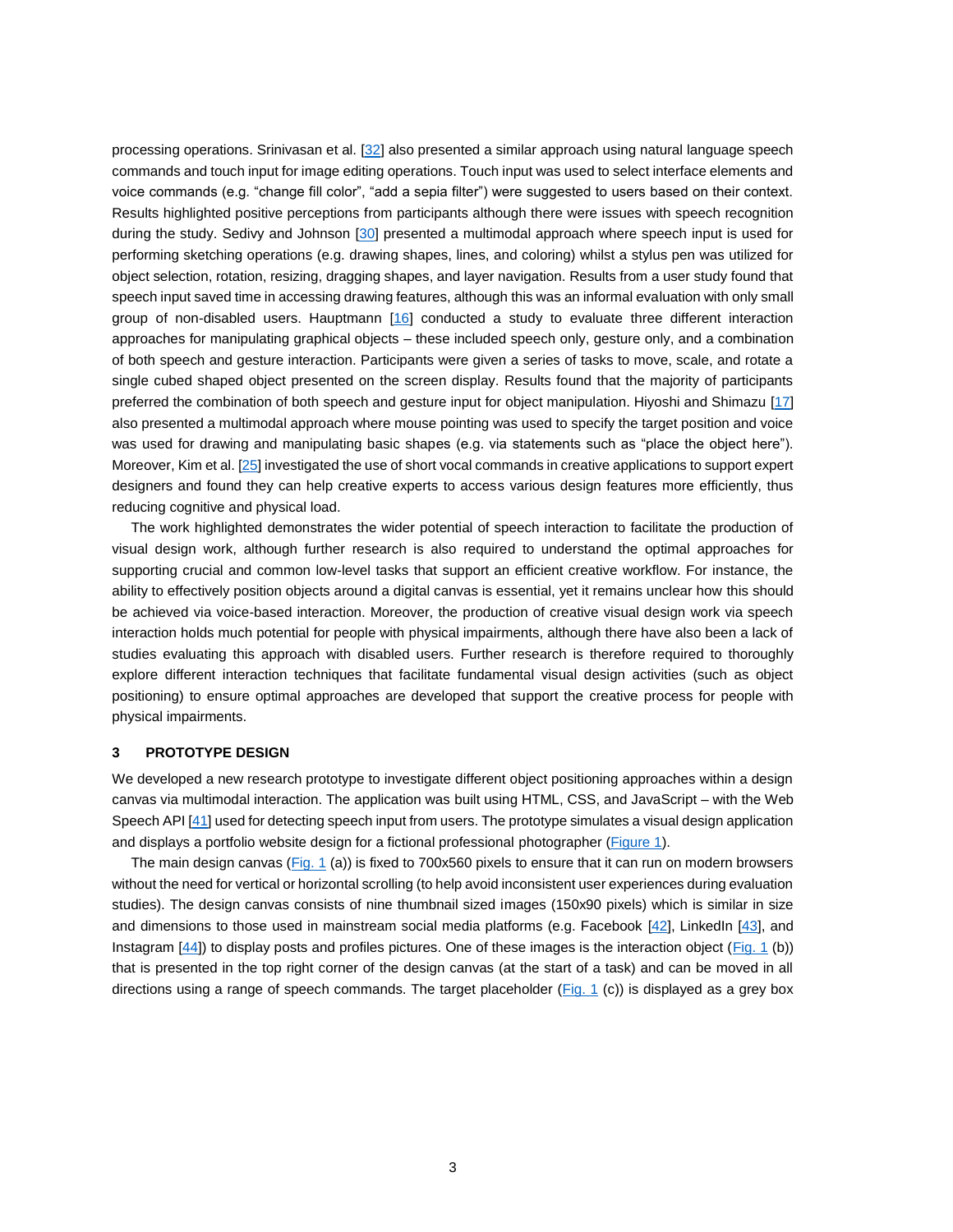processing operations. Srinivasan et al. [32] also presented a similar approach using natural language speech commands and touch input for image editing operations. Touch input was used to select interface elements and voice commands (e.g. "change fill color", "add a sepia filter") were suggested to users based on their context. Results highlighted positive perceptions from participants although there were issues with speech recognition during the study. Sedivy and Johnson [30] presented a multimodal approach where speech input is used for performing sketching operations (e.g. drawing shapes, lines, and coloring) whilst a stylus pen was utilized for object selection, rotation, resizing, dragging shapes, and layer navigation. Results from a user study found that speech input saved time in accessing drawing features, although this was an informal evaluation with only small group of non-disabled users. Hauptmann [16] conducted a study to evaluate three different interaction approaches for manipulating graphical objects – these included speech only, gesture only, and a combination of both speech and gesture interaction. Participants were given a series of tasks to move, scale, and rotate a single cubed shaped object presented on the screen display. Results found that the majority of participants preferred the combination of both speech and gesture input for object manipulation. Hiyoshi and Shimazu [17] also presented a multimodal approach where mouse pointing was used to specify the target position and voice was used for drawing and manipulating basic shapes (e.g. via statements such as "place the object here"). Moreover, Kim et al. [25] investigated the use of short vocal commands in creative applications to support expert designers and found they can help creative experts to access various design features more efficiently, thus reducing cognitive and physical load.

The work highlighted demonstrates the wider potential of speech interaction to facilitate the production of visual design work, although further research is also required to understand the optimal approaches for supporting crucial and common low-level tasks that support an efficient creative workflow. For instance, the ability to effectively position objects around a digital canvas is essential, yet it remains unclear how this should be achieved via voice-based interaction. Moreover, the production of creative visual design work via speech interaction holds much potential for people with physical impairments, although there have also been a lack of studies evaluating this approach with disabled users. Further research is therefore required to thoroughly explore different interaction techniques that facilitate fundamental visual design activities (such as object positioning) to ensure optimal approaches are developed that support the creative process for people with physical impairments.

## 3 PROTOTYPE DESIGN

We developed a new research prototype to investigate different object positioning approaches within a design canvas via multimodal interaction. The application was built using HTML, CSS, and JavaScript – with the Web Speech API [41] used for detecting speech input from users. The prototype simulates a visual design application and displays a portfolio website design for a fictional professional photographer (Figure 1).

The main design canvas (Fig. 1 (a)) is fixed to 700x560 pixels to ensure that it can run on modern browsers without the need for vertical or horizontal scrolling (to help avoid inconsistent user experiences during evaluation studies). The design canvas consists of nine thumbnail sized images (150x90 pixels) which is similar in size and dimensions to those used in mainstream social media platforms (e.g. Facebook [42], LinkedIn [43], and Instagram [44]) to display posts and profiles pictures. One of these images is the interaction object (Fig. 1 (b)) that is presented in the top right corner of the design canvas (at the start of a task) and can be moved in all directions using a range of speech commands. The target placeholder (Fig. 1 (c)) is displayed as a grey box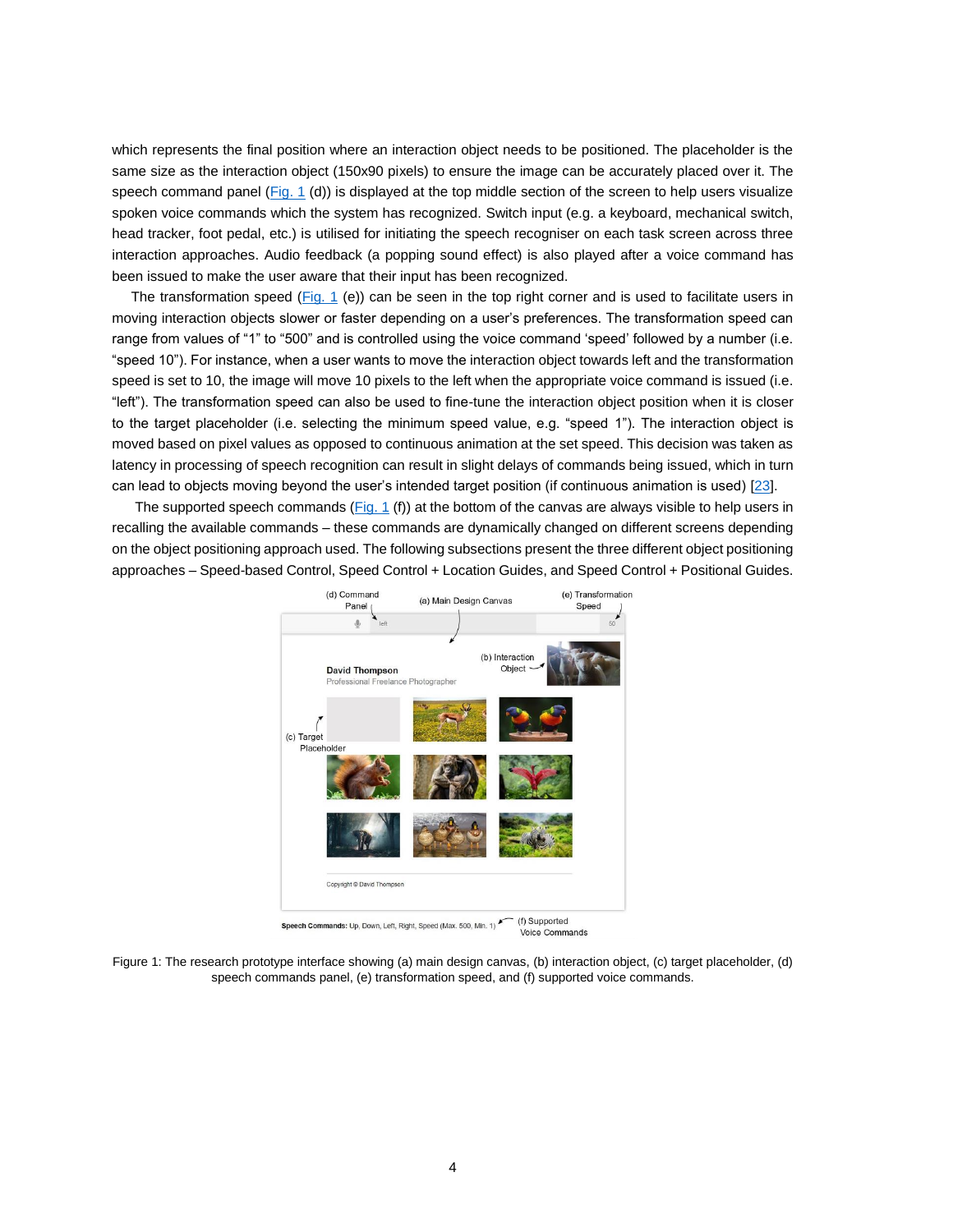which represents the final position where an interaction object needs to be positioned. The placeholder is the same size as the interaction object (150x90 pixels) to ensure the image can be accurately placed over it. The speech command panel (Fig. 1 (d)) is displayed at the top middle section of the screen to help users visualize spoken voice commands which the system has recognized. Switch input (e.g. a keyboard, mechanical switch, head tracker, foot pedal, etc.) is utilised for initiating the speech recogniser on each task screen across three interaction approaches. Audio feedback (a popping sound effect) is also played after a voice command has been issued to make the user aware that their input has been recognized.

The transformation speed (Fig. 1 (e)) can be seen in the top right corner and is used to facilitate users in moving interaction objects slower or faster depending on a user's preferences. The transformation speed can range from values of "1" to "500" and is controlled using the voice command 'speed' followed by a number (i.e. "speed 10"). For instance, when a user wants to move the interaction object towards left and the transformation speed is set to 10, the image will move 10 pixels to the left when the appropriate voice command is issued (i.e. "left"). The transformation speed can also be used to fine-tune the interaction object position when it is closer to the target placeholder (i.e. selecting the minimum speed value, e.g. "speed 1"). The interaction object is moved based on pixel values as opposed to continuous animation at the set speed. This decision was taken as latency in processing of speech recognition can result in slight delays of commands being issued, which in turn can lead to objects moving beyond the user's intended target position (if continuous animation is used) [23].

The supported speech commands (Fig. 1 (f)) at the bottom of the canvas are always visible to help users in recalling the available commands – these commands are dynamically changed on different screens depending on the object positioning approach used. The following subsections present the three different object positioning approaches – Speed-based Control, Speed Control + Location Guides, and Speed Control + Positional Guides.

Figure 1: The research prototype interface showing (a) main design canvas, (b) interaction object, (c) target placeholder, (d) speech commands panel, (e) transformation speed, and (f) supported voice commands.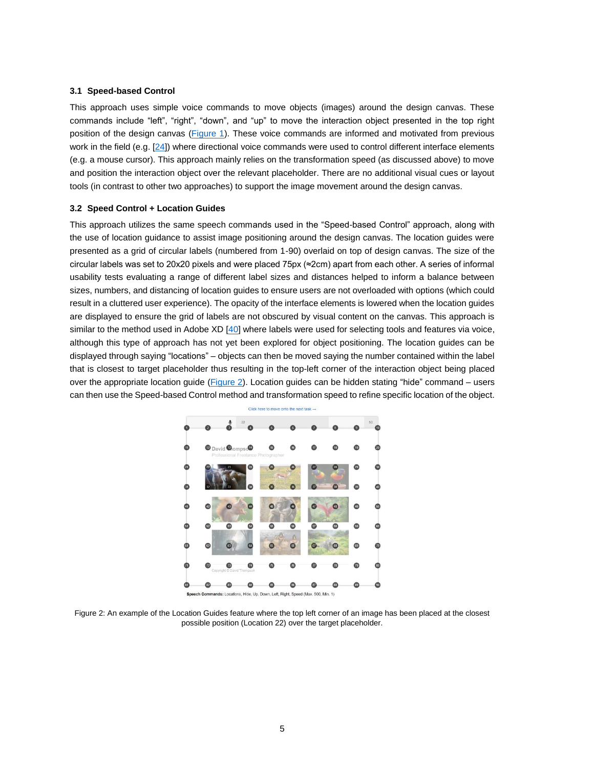### 3.1 Speed-based Control

This approach uses simple voice commands to move objects (images) around the design canvas. These commands include “left”, “right”, “down”, and “up” to move the interaction object presented in the top right position of the design canvas (Figure 1). These voice commands are informed and motivated from previous work in the field (e.g. [24]) where directional voice commands were used to control different interface elements (e.g. a mouse cursor). This approach mainly relies on the transformation speed (as discussed above) to move and position the interaction object over the relevant placeholder. There are no additional visual cues or layout tools (in contrast to other two approaches) to support the image movement around the design canvas.

### 3.2 Speed Control + Location Guides

This approach utilizes the same speech commands used in the “Speed-based Control” approach, along with the use of location guidance to assist image positioning around the design canvas. The location guides were presented as a grid of circular labels (numbered from 1-90) overlaid on top of design canvas. The size of the circular labels was set to 20x20 pixels and were placed 75px (≈2cm) apart from each other. A series of informal usability tests evaluating a range of different label sizes and distances helped to inform a balance between sizes, numbers, and distancing of location guides to ensure users are not overloaded with options (which could result in a cluttered user experience). The opacity of the interface elements is lowered when the location guides are displayed to ensure the grid of labels are not obscured by visual content on the canvas. This approach is similar to the method used in Adobe XD [40] where labels were used for selecting tools and features via voice, although this type of approach has not yet been explored for object positioning. The location guides can be displayed through saying “locations” – objects can then be moved saying the number contained within the label that is closest to target placeholder thus resulting in the top-left corner of the interaction object being placed over the appropriate location guide (Figure 2). Location guides can be hidden stating “hide” command – users can then use the Speed-based Control method and transformation speed to refine specific location of the object.

Figure 2: An example of the Location Guides feature where the top left corner of an image has been placed at the closest possible position (Location 22) over the target placeholder.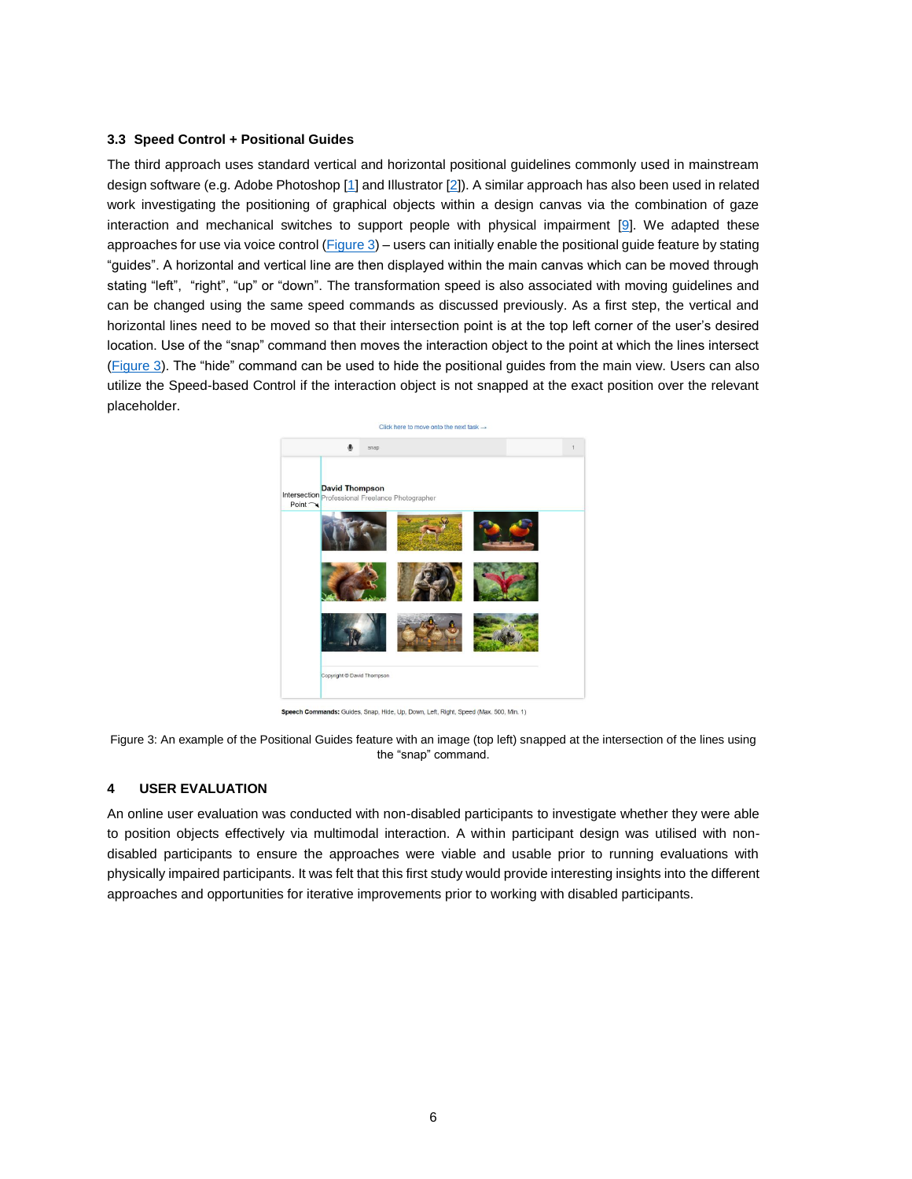### 3.3 Speed Control + Positional Guides

The third approach uses standard vertical and horizontal positional guidelines commonly used in mainstream design software (e.g. Adobe Photoshop [1] and Illustrator [2]). A similar approach has also been used in related work investigating the positioning of graphical objects within a design canvas via the combination of gaze interaction and mechanical switches to support people with physical impairment [9]. We adapted these approaches for use via voice control (Figure 3) – users can initially enable the positional guide feature by stating "guides". A horizontal and vertical line are then displayed within the main canvas which can be moved through stating "left", "right", "up" or "down". The transformation speed is also associated with moving guidelines and can be changed using the same speed commands as discussed previously. As a first step, the vertical and horizontal lines need to be moved so that their intersection point is at the top left corner of the user's desired location. Use of the "snap" command then moves the interaction object to the point at which the lines intersect (Figure 3). The "hide" command can be used to hide the positional guides from the main view. Users can also utilize the Speed-based Control if the interaction object is not snapped at the exact position over the relevant placeholder.

Figure 3: An example of the Positional Guides feature with an image (top left) snapped at the intersection of the lines using the "snap" command.

## 4 USER EVALUATION

An online user evaluation was conducted with non-disabled participants to investigate whether they were able to position objects effectively via multimodal interaction. A within participant design was utilised with non-disabled participants to ensure the approaches were viable and usable prior to running evaluations with physically impaired participants. It was felt that this first study would provide interesting insights into the different approaches and opportunities for iterative improvements prior to working with disabled participants.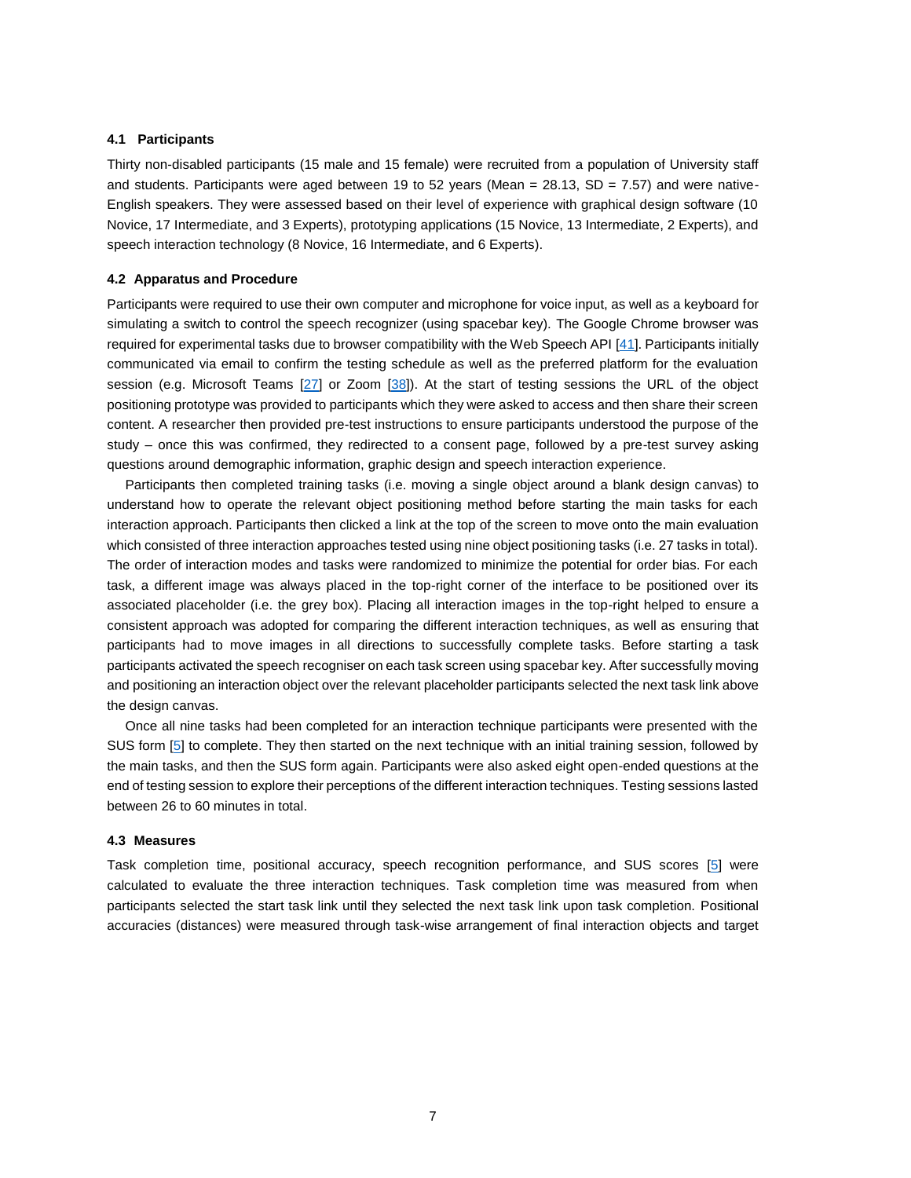### 4.1 Participants

Thirty non-disabled participants (15 male and 15 female) were recruited from a population of University staff and students. Participants were aged between 19 to 52 years (Mean = 28.13, SD = 7.57) and were native-English speakers. They were assessed based on their level of experience with graphical design software (10 Novice, 17 Intermediate, and 3 Experts), prototyping applications (15 Novice, 13 Intermediate, 2 Experts), and speech interaction technology (8 Novice, 16 Intermediate, and 6 Experts).

### 4.2 Apparatus and Procedure

Participants were required to use their own computer and microphone for voice input, as well as a keyboard for simulating a switch to control the speech recognizer (using spacebar key). The Google Chrome browser was required for experimental tasks due to browser compatibility with the Web Speech API [41]. Participants initially communicated via email to confirm the testing schedule as well as the preferred platform for the evaluation session (e.g. Microsoft Teams [27] or Zoom [38]). At the start of testing sessions the URL of the object positioning prototype was provided to participants which they were asked to access and then share their screen content. A researcher then provided pre-test instructions to ensure participants understood the purpose of the study – once this was confirmed, they redirected to a consent page, followed by a pre-test survey asking questions around demographic information, graphic design and speech interaction experience.

Participants then completed training tasks (i.e. moving a single object around a blank design canvas) to understand how to operate the relevant object positioning method before starting the main tasks for each interaction approach. Participants then clicked a link at the top of the screen to move onto the main evaluation which consisted of three interaction approaches tested using nine object positioning tasks (i.e. 27 tasks in total). The order of interaction modes and tasks were randomized to minimize the potential for order bias. For each task, a different image was always placed in the top-right corner of the interface to be positioned over its associated placeholder (i.e. the grey box). Placing all interaction images in the top-right helped to ensure a consistent approach was adopted for comparing the different interaction techniques, as well as ensuring that participants had to move images in all directions to successfully complete tasks. Before starting a task participants activated the speech recogniser on each task screen using spacebar key. After successfully moving and positioning an interaction object over the relevant placeholder participants selected the next task link above the design canvas.

Once all nine tasks had been completed for an interaction technique participants were presented with the SUS form [5] to complete. They then started on the next technique with an initial training session, followed by the main tasks, and then the SUS form again. Participants were also asked eight open-ended questions at the end of testing session to explore their perceptions of the different interaction techniques. Testing sessions lasted between 26 to 60 minutes in total.

### 4.3 Measures

Task completion time, positional accuracy, speech recognition performance, and SUS scores [5] were calculated to evaluate the three interaction techniques. Task completion time was measured from when participants selected the start task link until they selected the next task link upon task completion. Positional accuracies (distances) were measured through task-wise arrangement of final interaction objects and target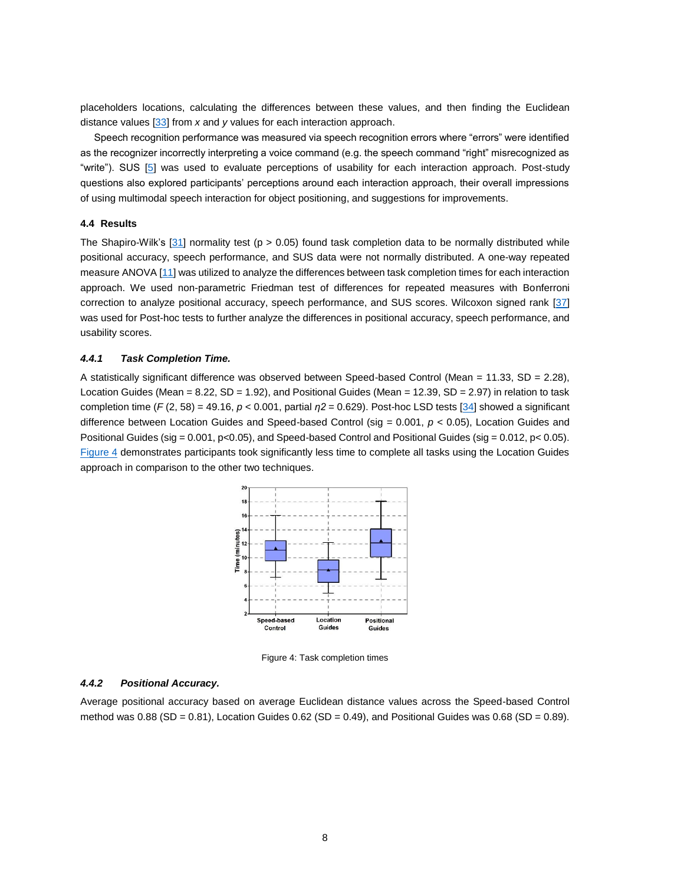placeholders locations, calculating the differences between these values, and then finding the Euclidean distance values [33] from *x* and *y* values for each interaction approach.

Speech recognition performance was measured via speech recognition errors where "errors" were identified as the recognizer incorrectly interpreting a voice command (e.g. the speech command "right" misrecognized as "write"). SUS [5] was used to evaluate perceptions of usability for each interaction approach. Post-study questions also explored participants' perceptions around each interaction approach, their overall impressions of using multimodal speech interaction for object positioning, and suggestions for improvements.

### 4.4 Results

The Shapiro-Wilk's [31] normality test ($p > 0.05$) found task completion data to be normally distributed while positional accuracy, speech performance, and SUS data were not normally distributed. A one-way repeated measure ANOVA [11] was utilized to analyze the differences between task completion times for each interaction approach. We used non-parametric Friedman test of differences for repeated measures with Bonferroni correction to analyze positional accuracy, speech performance, and SUS scores. Wilcoxon signed rank [37] was used for Post-hoc tests to further analyze the differences in positional accuracy, speech performance, and usability scores.

#### *4.4.1 Task Completion Time.*

A statistically significant difference was observed between Speed-based Control (Mean = 11.33, SD = 2.28), Location Guides (Mean = 8.22, SD = 1.92), and Positional Guides (Mean = 12.39, SD = 2.97) in relation to task completion time ($F$ (2, 58) = 49.16, $p < 0.001$, partial $\eta 2$ = 0.629). Post-hoc LSD tests [34] showed a significant difference between Location Guides and Speed-based Control (sig = 0.001, $p < 0.05$), Location Guides and Positional Guides (sig = 0.001, $p<0.05$), and Speed-based Control and Positional Guides (sig = 0.012, $p< 0.05$). Figure 4 demonstrates participants took significantly less time to complete all tasks using the Location Guides approach in comparison to the other two techniques.

Figure 4: Task completion times

#### *4.4.2 Positional Accuracy.*

Average positional accuracy based on average Euclidean distance values across the Speed-based Control method was 0.88 (SD = 0.81), Location Guides 0.62 (SD = 0.49), and Positional Guides was 0.68 (SD = 0.89).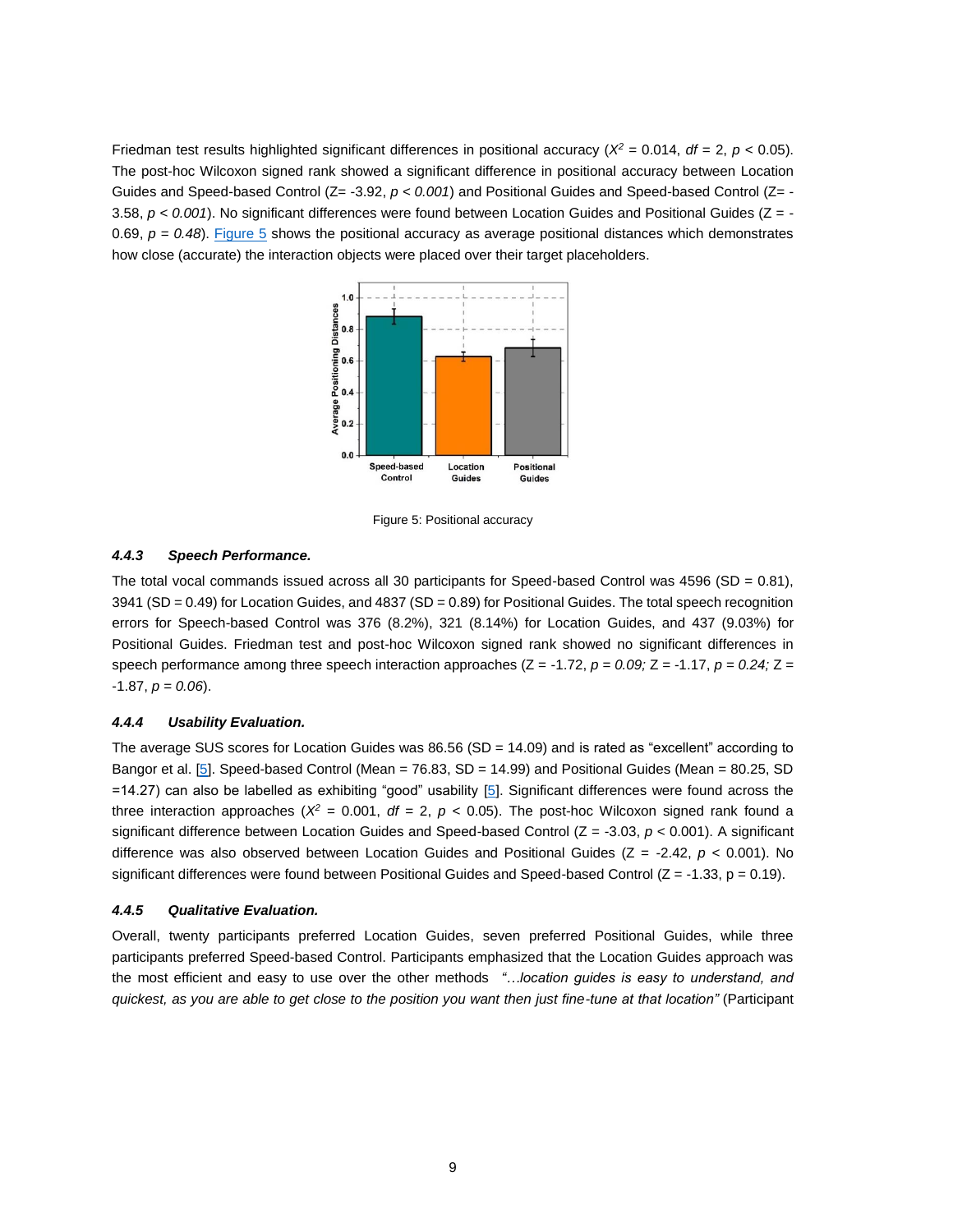Friedman test results highlighted significant differences in positional accuracy ($X^2$ = 0.014, *df* = 2, $p < 0.05$). The post-hoc Wilcoxon signed rank showed a significant difference in positional accuracy between Location Guides and Speed-based Control (Z= -3.92, $p < 0.001$) and Positional Guides and Speed-based Control (Z= -3.58, $p < 0.001$). No significant differences were found between Location Guides and Positional Guides (Z = -0.69, $p = 0.48$). Figure 5 shows the positional accuracy as average positional distances which demonstrates how close (accurate) the interaction objects were placed over their target placeholders.

Figure 5: Positional accuracy

#### 4.4.3 *Speech Performance.*

The total vocal commands issued across all 30 participants for Speed-based Control was 4596 (SD = 0.81), 3941 (SD = 0.49) for Location Guides, and 4837 (SD = 0.89) for Positional Guides. The total speech recognition errors for Speech-based Control was 376 (8.2%), 321 (8.14%) for Location Guides, and 437 (9.03%) for Positional Guides. Friedman test and post-hoc Wilcoxon signed rank showed no significant differences in speech performance among three speech interaction approaches (Z = -1.72, $p = 0.09$; Z = -1.17, $p = 0.24$; Z = -1.87, $p = 0.06$).

#### 4.4.4 *Usability Evaluation.*

The average SUS scores for Location Guides was 86.56 (SD = 14.09) and is rated as "excellent" according to Bangor et al. [5]. Speed-based Control (Mean = 76.83, SD = 14.99) and Positional Guides (Mean = 80.25, SD =14.27) can also be labelled as exhibiting "good" usability [5]. Significant differences were found across the three interaction approaches ($X^2$ = 0.001, *df* = 2, $p < 0.05$). The post-hoc Wilcoxon signed rank found a significant difference between Location Guides and Speed-based Control (Z = -3.03, $p < 0.001$). A significant difference was also observed between Location Guides and Positional Guides (Z = -2.42, $p < 0.001$). No significant differences were found between Positional Guides and Speed-based Control (Z = -1.33, $p = 0.19$).

#### 4.4.5 *Qualitative Evaluation.*

Overall, twenty participants preferred Location Guides, seven preferred Positional Guides, while three participants preferred Speed-based Control. Participants emphasized that the Location Guides approach was the most efficient and easy to use over the other methods *"…location guides is easy to understand, and quickest, as you are able to get close to the position you want then just fine-tune at that location"* (Participant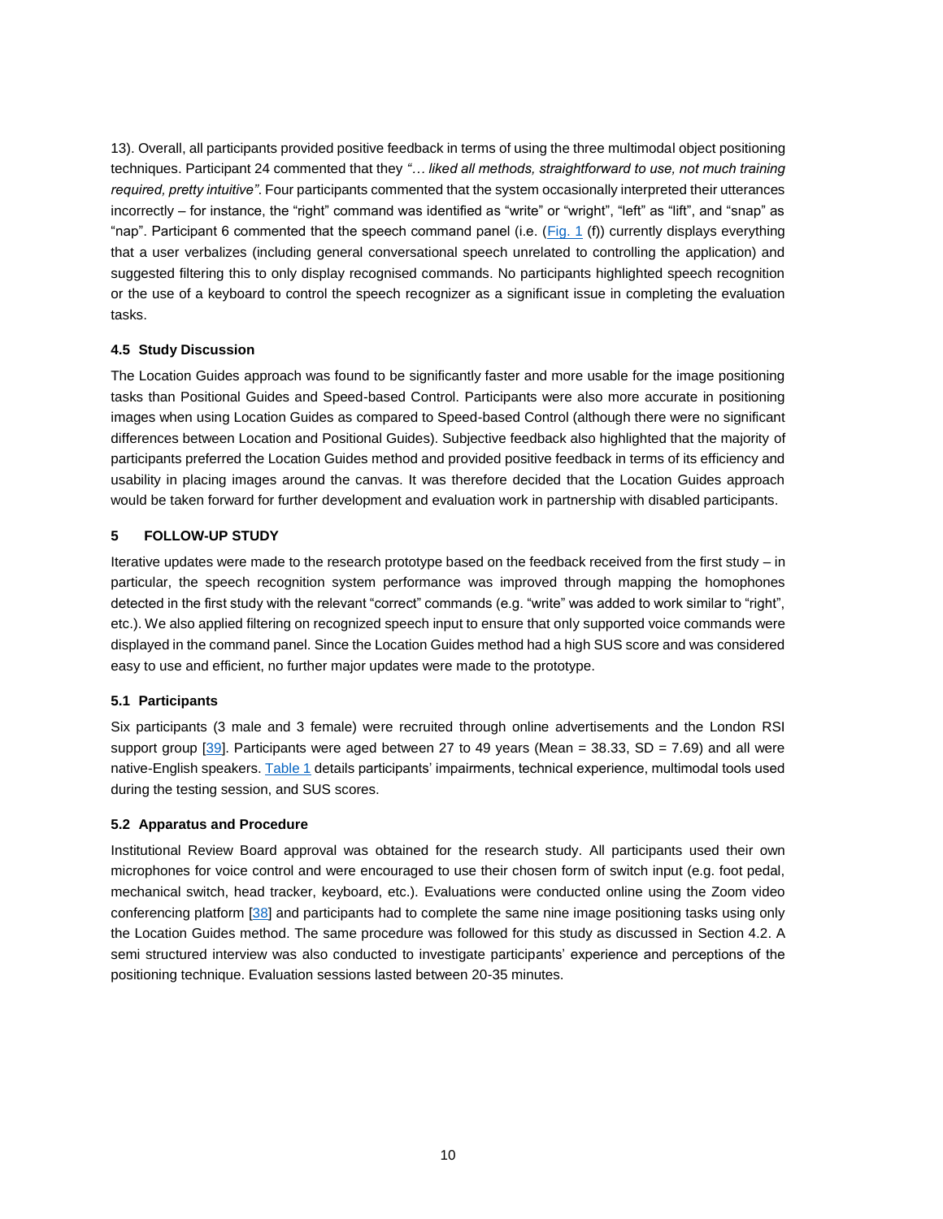13). Overall, all participants provided positive feedback in terms of using the three multimodal object positioning techniques. Participant 24 commented that they *"… liked all methods, straightforward to use, not much training required, pretty intuitive"*. Four participants commented that the system occasionally interpreted their utterances incorrectly – for instance, the "right" command was identified as "write" or "wright", "left" as "lift", and "snap" as "nap". Participant 6 commented that the speech command panel (i.e. (Fig. 1 (f)) currently displays everything that a user verbalizes (including general conversational speech unrelated to controlling the application) and suggested filtering this to only display recognised commands. No participants highlighted speech recognition or the use of a keyboard to control the speech recognizer as a significant issue in completing the evaluation tasks.

### 4.5 Study Discussion

The Location Guides approach was found to be significantly faster and more usable for the image positioning tasks than Positional Guides and Speed-based Control. Participants were also more accurate in positioning images when using Location Guides as compared to Speed-based Control (although there were no significant differences between Location and Positional Guides). Subjective feedback also highlighted that the majority of participants preferred the Location Guides method and provided positive feedback in terms of its efficiency and usability in placing images around the canvas. It was therefore decided that the Location Guides approach would be taken forward for further development and evaluation work in partnership with disabled participants.

## 5 FOLLOW-UP STUDY

Iterative updates were made to the research prototype based on the feedback received from the first study – in particular, the speech recognition system performance was improved through mapping the homophones detected in the first study with the relevant "correct" commands (e.g. "write" was added to work similar to "right", etc.). We also applied filtering on recognized speech input to ensure that only supported voice commands were displayed in the command panel. Since the Location Guides method had a high SUS score and was considered easy to use and efficient, no further major updates were made to the prototype.

### 5.1 Participants

Six participants (3 male and 3 female) were recruited through online advertisements and the London RSI support group [39]. Participants were aged between 27 to 49 years (Mean = 38.33, SD = 7.69) and all were native-English speakers. Table 1 details participants' impairments, technical experience, multimodal tools used during the testing session, and SUS scores.

### 5.2 Apparatus and Procedure

Institutional Review Board approval was obtained for the research study. All participants used their own microphones for voice control and were encouraged to use their chosen form of switch input (e.g. foot pedal, mechanical switch, head tracker, keyboard, etc.). Evaluations were conducted online using the Zoom video conferencing platform [38] and participants had to complete the same nine image positioning tasks using only the Location Guides method. The same procedure was followed for this study as discussed in Section 4.2. A semi structured interview was also conducted to investigate participants' experience and perceptions of the positioning technique. Evaluation sessions lasted between 20-35 minutes.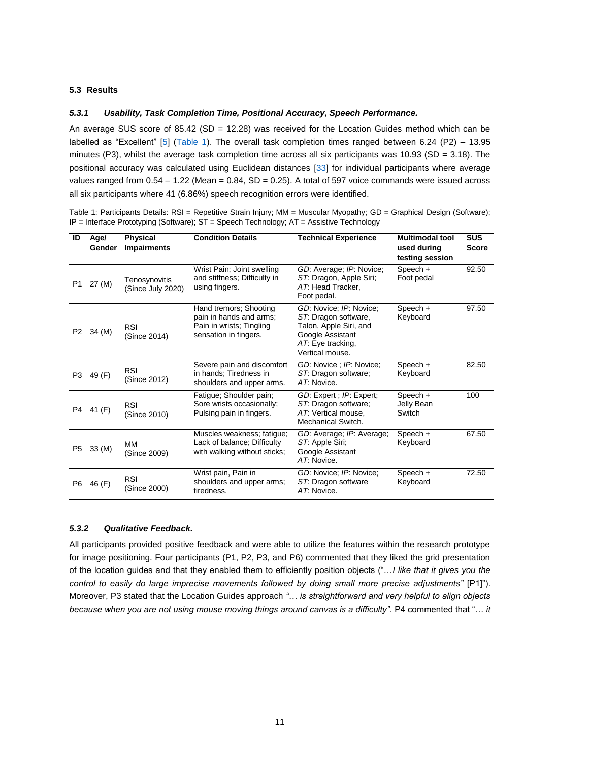### 5.3 Results

#### *5.3.1 Usability, Task Completion Time, Positional Accuracy, Speech Performance.*

An average SUS score of 85.42 (SD = 12.28) was received for the Location Guides method which can be labelled as "Excellent" [5] (Table 1). The overall task completion times ranged between 6.24 (P2) – 13.95 minutes (P3), whilst the average task completion time across all six participants was 10.93 (SD = 3.18). The positional accuracy was calculated using Euclidean distances [33] for individual participants where average values ranged from 0.54 – 1.22 (Mean = 0.84, SD = 0.25). A total of 597 voice commands were issued across all six participants where 41 (6.86%) speech recognition errors were identified.

Table 1: Participants Details: RSI = Repetitive Strain Injury; MM = Muscular Myopathy; GD = Graphical Design (Software); IP = Interface Prototyping (Software); ST = Speech Technology; AT = Assistive Technology

| ID | Age/ Gender | Physical Impairments | Condition Details | Technical Experience | Multimodal tool used during testing session | SUS Score |
|---|---|---|---|---|---|---|
| P1 | 27 (M) | Tenosynovitis (Since July 2020) | Wrist Pain; Joint swelling and stiffness; Difficulty in using fingers. | *GD*: Average; *IP*: Novice; *ST*: Dragon, Apple Siri; *AT*: Head Tracker, Foot pedal. | Speech + Foot pedal | 92.50 |
| P2 | 34 (M) | RSI (Since 2014) | Hand tremors; Shooting pain in hands and arms; Pain in wrists; Tingling sensation in fingers. | *GD*: Novice; *IP*: Novice; *ST*: Dragon software, Talon, Apple Siri, and Google Assistant *AT*: Eye tracking, Vertical mouse. | Speech + Keyboard | 97.50 |
| P3 | 49 (F) | RSI (Since 2012) | Severe pain and discomfort in hands; Tiredness in shoulders and upper arms. | *GD*: Novice ; *IP*: Novice; *ST*: Dragon software; *AT*: Novice. | Speech + Keyboard | 82.50 |
| P4 | 41 (F) | RSI (Since 2010) | Fatigue; Shoulder pain; Sore wrists occasionally; Pulsing pain in fingers. | *GD*: Expert ; *IP*: Expert; *ST*: Dragon software; *AT*: Vertical mouse, Mechanical Switch. | Speech + Jelly Bean Switch | 100 |
| P5 | 33 (M) | MM (Since 2009) | Muscles weakness; fatigue; Lack of balance; Difficulty with walking without sticks; | *GD*: Average; *IP*: Average; *ST*: Apple Siri; Google Assistant *AT*: Novice. | Speech + Keyboard | 67.50 |
| P6 | 46 (F) | RSI (Since 2000) | Wrist pain, Pain in shoulders and upper arms; tiredness. | *GD*: Novice; *IP*: Novice; *ST*: Dragon software *AT*: Novice. | Speech + Keyboard | 72.50 |

#### *5.3.2 Qualitative Feedback.*

All participants provided positive feedback and were able to utilize the features within the research prototype for image positioning. Four participants (P1, P2, P3, and P6) commented that they liked the grid presentation of the location guides and that they enabled them to efficiently position objects ("*…I like that it gives you the control to easily do large imprecise movements followed by doing small more precise adjustments"* [P1]"). Moreover, P3 stated that the Location Guides approach *"… is straightforward and very helpful to align objects because when you are not using mouse moving things around canvas is a difficulty"*. P4 commented that "*… it*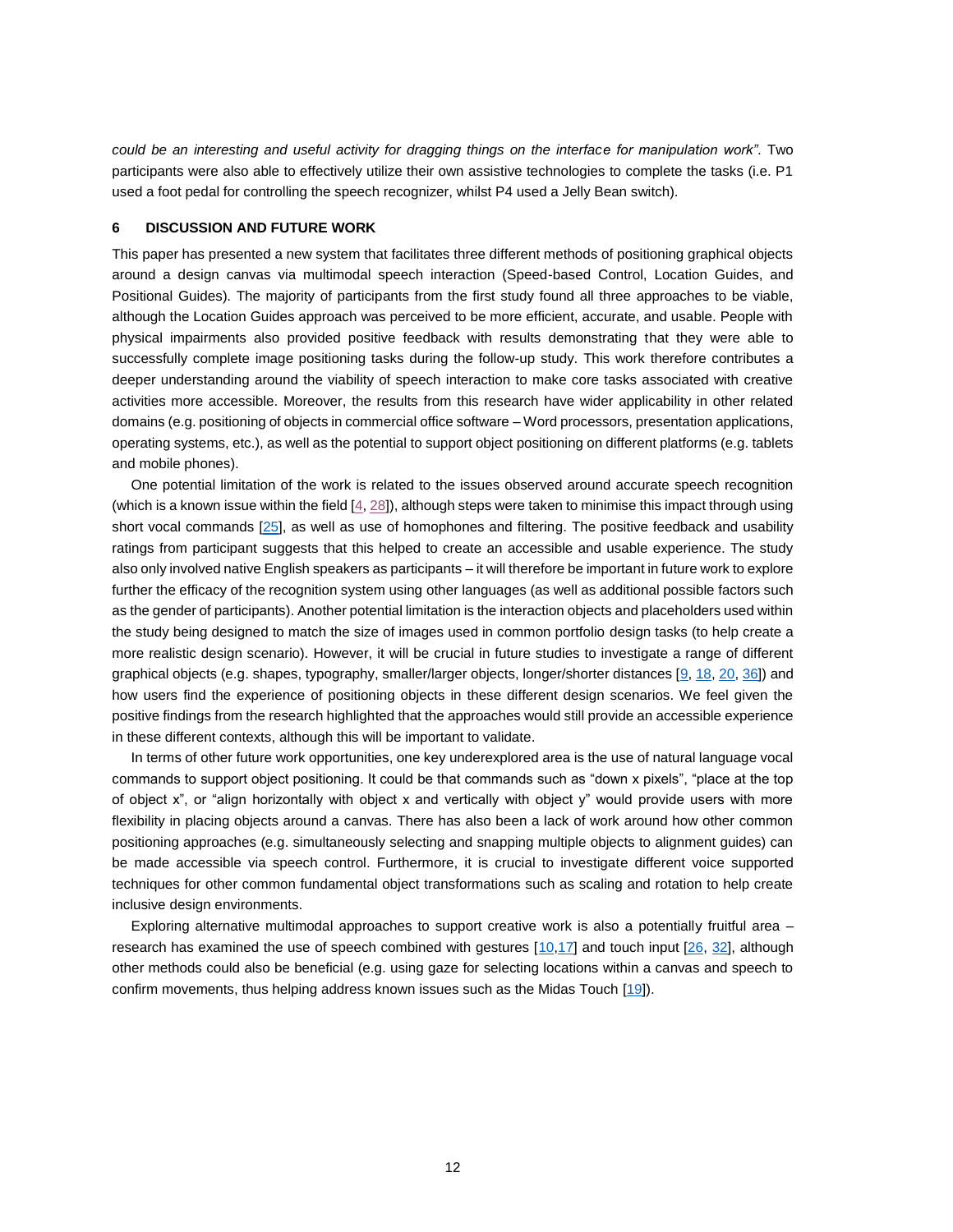*could be an interesting and useful activity for dragging things on the interface for manipulation work"*. Two participants were also able to effectively utilize their own assistive technologies to complete the tasks (i.e. P1 used a foot pedal for controlling the speech recognizer, whilst P4 used a Jelly Bean switch).

## 6 DISCUSSION AND FUTURE WORK

This paper has presented a new system that facilitates three different methods of positioning graphical objects around a design canvas via multimodal speech interaction (Speed-based Control, Location Guides, and Positional Guides). The majority of participants from the first study found all three approaches to be viable, although the Location Guides approach was perceived to be more efficient, accurate, and usable. People with physical impairments also provided positive feedback with results demonstrating that they were able to successfully complete image positioning tasks during the follow-up study. This work therefore contributes a deeper understanding around the viability of speech interaction to make core tasks associated with creative activities more accessible. Moreover, the results from this research have wider applicability in other related domains (e.g. positioning of objects in commercial office software – Word processors, presentation applications, operating systems, etc.), as well as the potential to support object positioning on different platforms (e.g. tablets and mobile phones).

One potential limitation of the work is related to the issues observed around accurate speech recognition (which is a known issue within the field [4, 28]), although steps were taken to minimise this impact through using short vocal commands [25], as well as use of homophones and filtering. The positive feedback and usability ratings from participant suggests that this helped to create an accessible and usable experience. The study also only involved native English speakers as participants – it will therefore be important in future work to explore further the efficacy of the recognition system using other languages (as well as additional possible factors such as the gender of participants). Another potential limitation is the interaction objects and placeholders used within the study being designed to match the size of images used in common portfolio design tasks (to help create a more realistic design scenario). However, it will be crucial in future studies to investigate a range of different graphical objects (e.g. shapes, typography, smaller/larger objects, longer/shorter distances [9, 18, 20, 36]) and how users find the experience of positioning objects in these different design scenarios. We feel given the positive findings from the research highlighted that the approaches would still provide an accessible experience in these different contexts, although this will be important to validate.

In terms of other future work opportunities, one key underexplored area is the use of natural language vocal commands to support object positioning. It could be that commands such as "down x pixels", "place at the top of object x", or "align horizontally with object x and vertically with object y" would provide users with more flexibility in placing objects around a canvas. There has also been a lack of work around how other common positioning approaches (e.g. simultaneously selecting and snapping multiple objects to alignment guides) can be made accessible via speech control. Furthermore, it is crucial to investigate different voice supported techniques for other common fundamental object transformations such as scaling and rotation to help create inclusive design environments.

Exploring alternative multimodal approaches to support creative work is also a potentially fruitful area – research has examined the use of speech combined with gestures [10,17] and touch input [26, 32], although other methods could also be beneficial (e.g. using gaze for selecting locations within a canvas and speech to confirm movements, thus helping address known issues such as the Midas Touch [19]).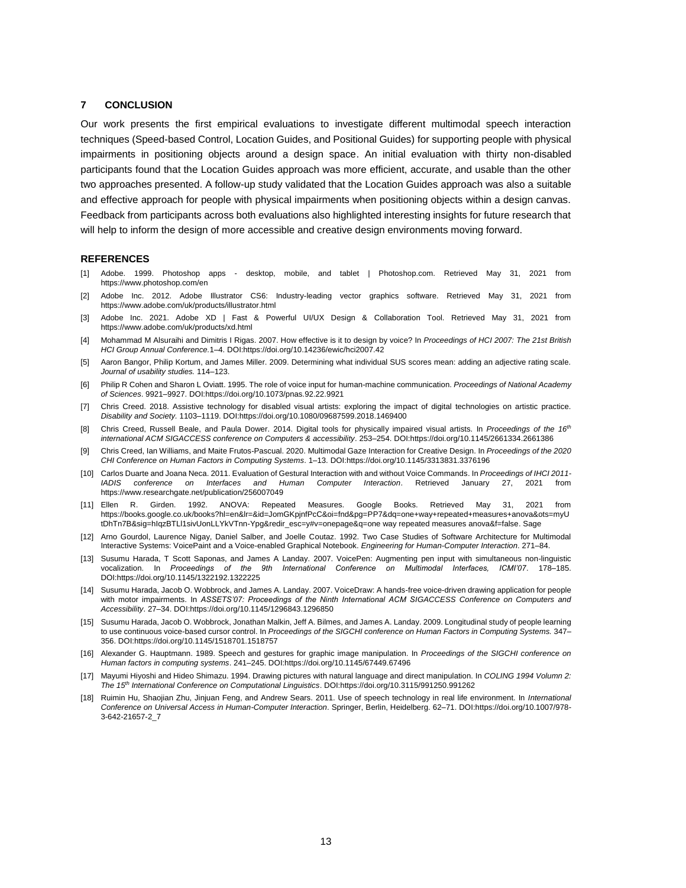## 7 CONCLUSION

Our work presents the first empirical evaluations to investigate different multimodal speech interaction techniques (Speed-based Control, Location Guides, and Positional Guides) for supporting people with physical impairments in positioning objects around a design space. An initial evaluation with thirty non-disabled participants found that the Location Guides approach was more efficient, accurate, and usable than the other two approaches presented. A follow-up study validated that the Location Guides approach was also a suitable and effective approach for people with physical impairments when positioning objects within a design canvas. Feedback from participants across both evaluations also highlighted interesting insights for future research that will help to inform the design of more accessible and creative design environments moving forward.

## REFERENCES

[1] Adobe. 1999. Photoshop apps - desktop, mobile, and tablet | Photoshop.com. Retrieved May 31, 2021 from https://www.photoshop.com/en

[2] Adobe Inc. 2012. Adobe Illustrator CS6: Industry-leading vector graphics software. Retrieved May 31, 2021 from https://www.adobe.com/uk/products/illustrator.html

[3] Adobe Inc. 2021. Adobe XD | Fast & Powerful UI/UX Design & Collaboration Tool. Retrieved May 31, 2021 from https://www.adobe.com/uk/products/xd.html

[4] Mohammad M Alsuraihi and Dimitris I Rigas. 2007. How effective is it to design by voice? In *Proceedings of HCI 2007: The 21st British HCI Group Annual Conference*.1–4. DOI:https://doi.org/10.14236/ewic/hci2007.42

[5] Aaron Bangor, Philip Kortum, and James Miller. 2009. Determining what individual SUS scores mean: adding an adjective rating scale. *Journal of usability studies.* 114–123.

[6] Philip R Cohen and Sharon L Oviatt. 1995. The role of voice input for human-machine communication. *Proceedings of National Academy of Sciences*. 9921–9927. DOI:https://doi.org/10.1073/pnas.92.22.9921

[7] Chris Creed. 2018. Assistive technology for disabled visual artists: exploring the impact of digital technologies on artistic practice. *Disability and Society.* 1103–1119. DOI:https://doi.org/10.1080/09687599.2018.1469400

[8] Chris Creed, Russell Beale, and Paula Dower. 2014. Digital tools for physically impaired visual artists. In *Proceedings of the 16th international ACM SIGACCESS conference on Computers & accessibility*. 253–254. DOI:https://doi.org/10.1145/2661334.2661386

[9] Chris Creed, Ian Williams, and Maite Frutos-Pascual. 2020. Multimodal Gaze Interaction for Creative Design. In *Proceedings of the 2020 CHI Conference on Human Factors in Computing Systems*. 1–13. DOI:https://doi.org/10.1145/3313831.3376196

[10] Carlos Duarte and Joana Neca. 2011. Evaluation of Gestural Interaction with and without Voice Commands. In *Proceedings of IHCI 2011-IADIS conference on Interfaces and Human Computer Interaction*. Retrieved January 27, 2021 from https://www.researchgate.net/publication/256007049

[11] Ellen R. Girden. 1992. ANOVA: Repeated Measures. Google Books. Retrieved May 31, 2021 from https://books.google.co.uk/books?hl=en&lr=&id=JomGKpjnfPcC&oi=fnd&pg=PP7&dq=one+way+repeated+measures+anova&ots=myUtDhTn7B&sig=hIqzBTLl1sivUonLLYkVTnn-Ypg&redir_esc=y#v=onepage&q=one way repeated measures anova&f=false. Sage

[12] Arno Gourdol, Laurence Nigay, Daniel Salber, and Joelle Coutaz. 1992. Two Case Studies of Software Architecture for Multimodal Interactive Systems: VoicePaint and a Voice-enabled Graphical Notebook. *Engineering for Human-Computer Interaction*. 271–84.

[13] Susumu Harada, T Scott Saponas, and James A Landay. 2007. VoicePen: Augmenting pen input with simultaneous non-linguistic vocalization. In *Proceedings of the 9th International Conference on Multimodal Interfaces, ICMI'07*. 178–185. DOI:https://doi.org/10.1145/1322192.1322225

[14] Susumu Harada, Jacob O. Wobbrock, and James A. Landay. 2007. VoiceDraw: A hands-free voice-driven drawing application for people with motor impairments. In *ASSETS'07: Proceedings of the Ninth International ACM SIGACCESS Conference on Computers and Accessibility*. 27–34. DOI:https://doi.org/10.1145/1296843.1296850

[15] Susumu Harada, Jacob O. Wobbrock, Jonathan Malkin, Jeff A. Bilmes, and James A. Landay. 2009. Longitudinal study of people learning to use continuous voice-based cursor control. In *Proceedings of the SIGCHI conference on Human Factors in Computing Systems.* 347–356. DOI:https://doi.org/10.1145/1518701.1518757

[16] Alexander G. Hauptmann. 1989. Speech and gestures for graphic image manipulation. In *Proceedings of the SIGCHI conference on Human factors in computing systems*. 241–245. DOI:https://doi.org/10.1145/67449.67496

[17] Mayumi Hiyoshi and Hideo Shimazu. 1994. Drawing pictures with natural language and direct manipulation. In *COLING 1994 Volumn 2: The 15th International Conference on Computational Linguistics*. DOI:https://doi.org/10.3115/991250.991262

[18] Ruimin Hu, Shaojian Zhu, Jinjuan Feng, and Andrew Sears. 2011. Use of speech technology in real life environment. In *International Conference on Universal Access in Human-Computer Interaction*. Springer, Berlin, Heidelberg. 62–71. DOI:https://doi.org/10.1007/978-3-642-21657-2_7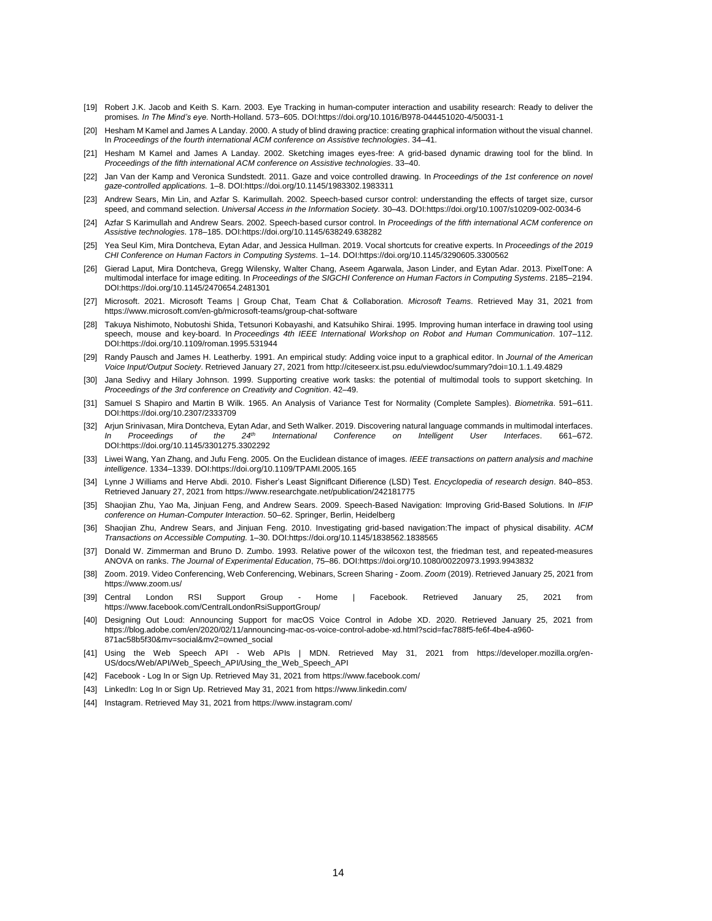[19] Robert J.K. Jacob and Keith S. Karn. 2003. Eye Tracking in human-computer interaction and usability research: Ready to deliver the promises*. In The Mind's eye.* North-Holland. 573–605. DOI:https://doi.org/10.1016/B978-044451020-4/50031-1

[20] Hesham M Kamel and James A Landay. 2000. A study of blind drawing practice: creating graphical information without the visual channel. In *Proceedings of the fourth international ACM conference on Assistive technologies*. 34–41.

[21] Hesham M Kamel and James A Landay. 2002. Sketching images eyes-free: A grid-based dynamic drawing tool for the blind. In *Proceedings of the fifth international ACM conference on Assistive technologies*. 33–40.

[22] Jan Van der Kamp and Veronica Sundstedt. 2011. Gaze and voice controlled drawing. In *Proceedings of the 1st conference on novel gaze-controlled applications.* 1–8. DOI:https://doi.org/10.1145/1983302.1983311

[23] Andrew Sears, Min Lin, and Azfar S. Karimullah. 2002. Speech-based cursor control: understanding the effects of target size, cursor speed, and command selection. *Universal Access in the Information Society*. 30–43. DOI:https://doi.org/10.1007/s10209-002-0034-6

[24] Azfar S Karimullah and Andrew Sears. 2002. Speech-based cursor control. In *Proceedings of the fifth international ACM conference on Assistive technologies*. 178–185. DOI:https://doi.org/10.1145/638249.638282

[25] Yea Seul Kim, Mira Dontcheva, Eytan Adar, and Jessica Hullman. 2019. Vocal shortcuts for creative experts. In *Proceedings of the 2019 CHI Conference on Human Factors in Computing Systems*. 1–14. DOI:https://doi.org/10.1145/3290605.3300562

[26] Gierad Laput, Mira Dontcheva, Gregg Wilensky, Walter Chang, Aseem Agarwala, Jason Linder, and Eytan Adar. 2013. PixelTone: A multimodal interface for image editing. In *Proceedings of the SIGCHI Conference on Human Factors in Computing Systems*. 2185–2194. DOI:https://doi.org/10.1145/2470654.2481301

[27] Microsoft. 2021. Microsoft Teams | Group Chat, Team Chat & Collaboration. *Microsoft Teams*. Retrieved May 31, 2021 from https://www.microsoft.com/en-gb/microsoft-teams/group-chat-software

[28] Takuya Nishimoto, Nobutoshi Shida, Tetsunori Kobayashi, and Katsuhiko Shirai. 1995. Improving human interface in drawing tool using speech, mouse and key-board. In *Proceedings 4th IEEE International Workshop on Robot and Human Communication*. 107–112. DOI:https://doi.org/10.1109/roman.1995.531944

[29] Randy Pausch and James H. Leatherby. 1991. An empirical study: Adding voice input to a graphical editor. In *Journal of the American Voice Input/Output Society*. Retrieved January 27, 2021 from http://citeseerx.ist.psu.edu/viewdoc/summary?doi=10.1.1.49.4829

[30] Jana Sedivy and Hilary Johnson. 1999. Supporting creative work tasks: the potential of multimodal tools to support sketching. In *Proceedings of the 3rd conference on Creativity and Cognition*. 42–49.

[31] Samuel S Shapiro and Martin B Wilk. 1965. An Analysis of Variance Test for Normality (Complete Samples). *Biometrika*. 591–611. DOI:https://doi.org/10.2307/2333709

[32] Arjun Srinivasan, Mira Dontcheva, Eytan Adar, and Seth Walker. 2019. Discovering natural language commands in multimodal interfaces. *In Proceedings of the 24th International Conference on Intelligent User Interfaces*. 661–672. DOI:https://doi.org/10.1145/3301275.3302292

[33] Liwei Wang, Yan Zhang, and Jufu Feng. 2005. On the Euclidean distance of images. *IEEE transactions on pattern analysis and machine intelligence*. 1334–1339. DOI:https://doi.org/10.1109/TPAMI.2005.165

[34] Lynne J Williams and Herve Abdi. 2010. Fisher's Least Signiflcant Difierence (LSD) Test. *Encyclopedia of research design*. 840–853. Retrieved January 27, 2021 from https://www.researchgate.net/publication/242181775

[35] Shaojian Zhu, Yao Ma, Jinjuan Feng, and Andrew Sears. 2009. Speech-Based Navigation: Improving Grid-Based Solutions. In *IFIP conference on Human-Computer Interaction*. 50–62. Springer, Berlin, Heidelberg

[36] Shaojian Zhu, Andrew Sears, and Jinjuan Feng. 2010. Investigating grid-based navigation:The impact of physical disability. *ACM Transactions on Accessible Computing.* 1–30. DOI:https://doi.org/10.1145/1838562.1838565

[37] Donald W. Zimmerman and Bruno D. Zumbo. 1993. Relative power of the wilcoxon test, the friedman test, and repeated-measures ANOVA on ranks. *The Journal of Experimental Education*, 75–86. DOI:https://doi.org/10.1080/00220973.1993.9943832

[38] Zoom. 2019. Video Conferencing, Web Conferencing, Webinars, Screen Sharing - Zoom. *Zoom* (2019). Retrieved January 25, 2021 from https://www.zoom.us/

[39] Central London RSI Support Group - Home | Facebook. Retrieved January 25, 2021 from https://www.facebook.com/CentralLondonRsiSupportGroup/

[40] Designing Out Loud: Announcing Support for macOS Voice Control in Adobe XD. 2020. Retrieved January 25, 2021 from https://blog.adobe.com/en/2020/02/11/announcing-mac-os-voice-control-adobe-xd.html?scid=fac788f5-fe6f-4be4-a960-871ac58b5f30&mv=social&mv2=owned_social

[41] Using the Web Speech API - Web APIs | MDN. Retrieved May 31, 2021 from https://developer.mozilla.org/en-US/docs/Web/API/Web_Speech_API/Using_the_Web_Speech_API

[42] Facebook - Log In or Sign Up. Retrieved May 31, 2021 from https://www.facebook.com/

[43] LinkedIn: Log In or Sign Up. Retrieved May 31, 2021 from https://www.linkedin.com/

[44] Instagram. Retrieved May 31, 2021 from https://www.instagram.com/